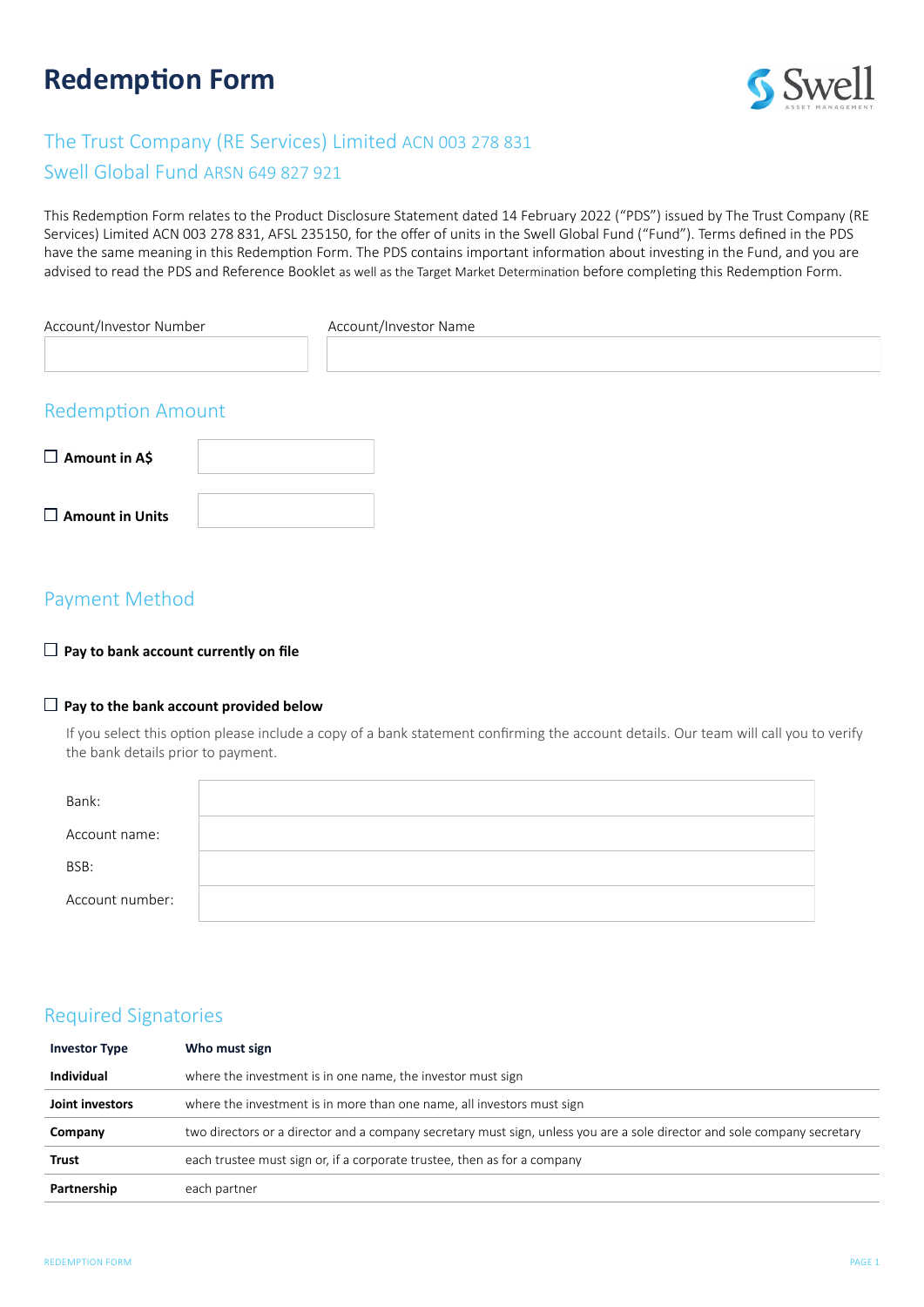# Redemption Form

## The Trust Company (RE Services) Limited ACN 003 278 831

## Swell Global Fund ARSN 649 827 921

This Redemption Form relates to the Product Disclosure Statement dated 14 February 2022 ("PDS") issued by The Trust Company (RE Services) Limited ACN 003 278 831, AFSL 235150, for the offer of units in the Swell Global Fund ("Fund"). Terms defined in the PDS have the same meaning in this Redemption Form. The PDS contains important information about investing in the Fund, and you are advised to read the PDS and Reference Booklet as well as the Target Market Determination before completing this Redemption Form.

| Account/Investor Number | Account/Investor Name |
| --- | --- |
| | |

## Redemption Amount

☐ **Amount in A$** ____________

☐ **Amount in Units** ____________

## Payment Method

☐ **Pay to bank account currently on file**

☐ **Pay to the bank account provided below**

If you select this option please include a copy of a bank statement confirming the account details. Our team will call you to verify the bank details prior to payment.

| | |
| --- | --- |
| Bank: | |
| Account name: | |
| BSB: | |
| Account number: | |

## Required Signatories

| Investor Type | Who must sign |
| --- | --- |
| **Individual** | where the investment is in one name, the investor must sign |
| **Joint investors** | where the investment is in more than one name, all investors must sign |
| **Company** | two directors or a director and a company secretary must sign, unless you are a sole director and sole company secretary |
| **Trust** | each trustee must sign or, if a corporate trustee, then as for a company |
| **Partnership** | each partner |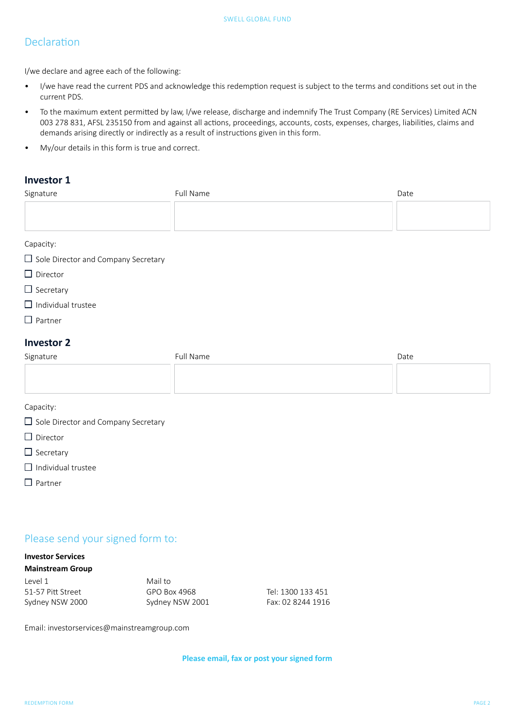## Declaration

I/we declare and agree each of the following:

- I/we have read the current PDS and acknowledge this redemption request is subject to the terms and conditions set out in the current PDS.
- To the maximum extent permitted by law, I/we release, discharge and indemnify The Trust Company (RE Services) Limited ACN 003 278 831, AFSL 235150 from and against all actions, proceedings, accounts, costs, expenses, charges, liabilities, claims and demands arising directly or indirectly as a result of instructions given in this form.
- My/our details in this form is true and correct.

### Investor 1

| Signature | Full Name | Date |
|---|---|---|
| | | |

Capacity:

- ☐ Sole Director and Company Secretary
- ☐ Director
- ☐ Secretary
- ☐ Individual trustee
- ☐ Partner

### Investor 2

| Signature | Full Name | Date |
|---|---|---|
| | | |

Capacity:

- ☐ Sole Director and Company Secretary
- ☐ Director
- ☐ Secretary
- ☐ Individual trustee
- ☐ Partner

## Please send your signed form to:

**Investor Services**
**Mainstream Group**

Level 1
51-57 Pitt Street
Sydney NSW 2000

Mail to
GPO Box 4968
Sydney NSW 2001

Tel: 1300 133 451
Fax: 02 8244 1916

Email: investorservices@mainstreamgroup.com

**Please email, fax or post your signed form**